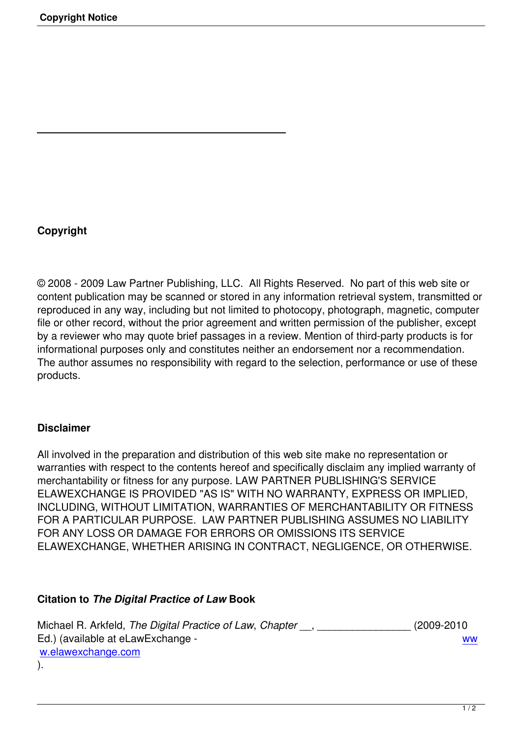## Copyright

© 2008 - 2009 Law Partner Publishing, LLC. All Rights Reserved. No part of this web site or content publication may be scanned or stored in any information retrieval system, transmitted or reproduced in any way, including but not limited to photocopy, photograph, magnetic, computer file or other record, without the prior agreement and written permission of the publisher, except by a reviewer who may quote brief passages in a review. Mention of third-party products is for informational purposes only and constitutes neither an endorsement nor a recommendation. The author assumes no responsibility with regard to the selection, performance or use of these products.

## Disclaimer

All involved in the preparation and distribution of this web site make no representation or warranties with respect to the contents hereof and specifically disclaim any implied warranty of merchantability or fitness for any purpose. LAW PARTNER PUBLISHING'S SERVICE ELAWEXCHANGE IS PROVIDED "AS IS" WITH NO WARRANTY, EXPRESS OR IMPLIED, INCLUDING, WITHOUT LIMITATION, WARRANTIES OF MERCHANTABILITY OR FITNESS FOR A PARTICULAR PURPOSE. LAW PARTNER PUBLISHING ASSUMES NO LIABILITY FOR ANY LOSS OR DAMAGE FOR ERRORS OR OMISSIONS ITS SERVICE ELAWEXCHANGE, WHETHER ARISING IN CONTRACT, NEGLIGENCE, OR OTHERWISE.

## Citation to *The Digital Practice of Law* Book

Michael R. Arkfeld, *The Digital Practice of Law*, *Chapter* __, ________________ (2009-2010 Ed.) (available at eLawExchange - www.elawexchange.com).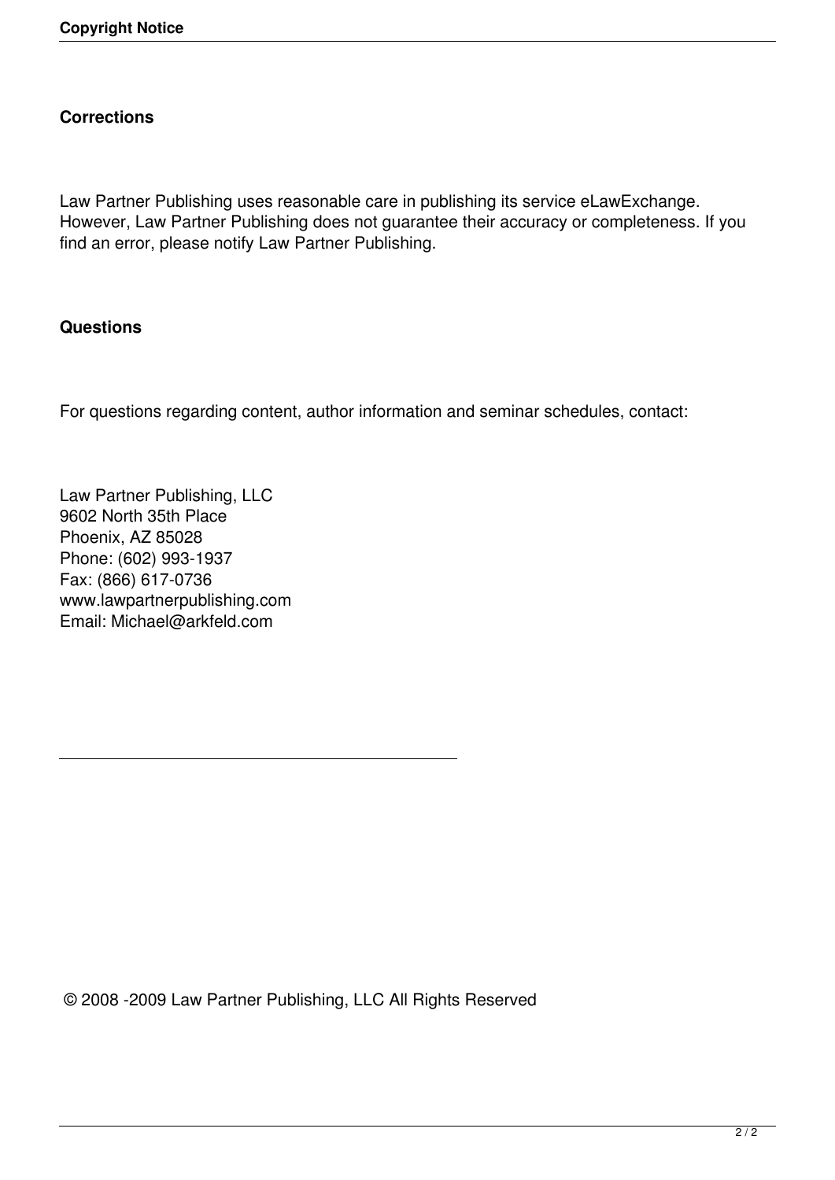## Corrections

Law Partner Publishing uses reasonable care in publishing its service eLawExchange. However, Law Partner Publishing does not guarantee their accuracy or completeness. If you find an error, please notify Law Partner Publishing.

## Questions

For questions regarding content, author information and seminar schedules, contact:

Law Partner Publishing, LLC
9602 North 35th Place
Phoenix, AZ 85028
Phone: (602) 993-1937
Fax: (866) 617-0736
www.lawpartnerpublishing.com
Email: Michael@arkfeld.com

---

© 2008 -2009 Law Partner Publishing, LLC All Rights Reserved